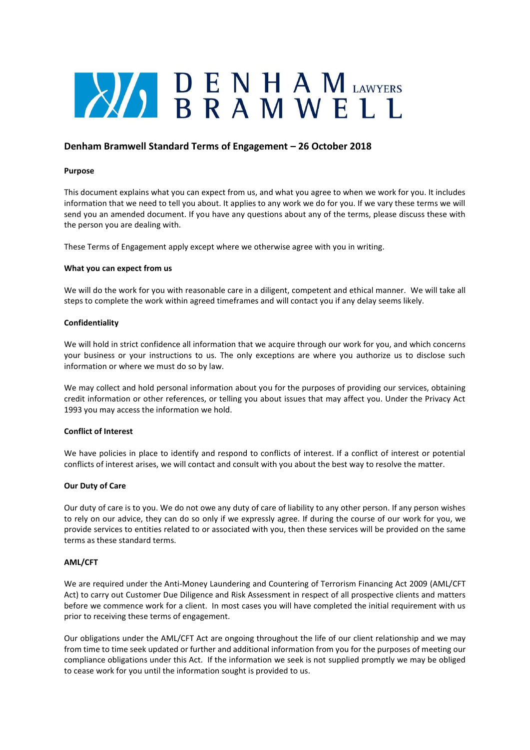# DENHAM BRAMWELL LAWYERS

## Denham Bramwell Standard Terms of Engagement – 26 October 2018

**Purpose**

This document explains what you can expect from us, and what you agree to when we work for you. It includes information that we need to tell you about. It applies to any work we do for you. If we vary these terms we will send you an amended document. If you have any questions about any of the terms, please discuss these with the person you are dealing with.

These Terms of Engagement apply except where we otherwise agree with you in writing.

**What you can expect from us**

We will do the work for you with reasonable care in a diligent, competent and ethical manner. We will take all steps to complete the work within agreed timeframes and will contact you if any delay seems likely.

**Confidentiality**

We will hold in strict confidence all information that we acquire through our work for you, and which concerns your business or your instructions to us. The only exceptions are where you authorize us to disclose such information or where we must do so by law.

We may collect and hold personal information about you for the purposes of providing our services, obtaining credit information or other references, or telling you about issues that may affect you. Under the Privacy Act 1993 you may access the information we hold.

**Conflict of Interest**

We have policies in place to identify and respond to conflicts of interest. If a conflict of interest or potential conflicts of interest arises, we will contact and consult with you about the best way to resolve the matter.

**Our Duty of Care**

Our duty of care is to you. We do not owe any duty of care of liability to any other person. If any person wishes to rely on our advice, they can do so only if we expressly agree. If during the course of our work for you, we provide services to entities related to or associated with you, then these services will be provided on the same terms as these standard terms.

**AML/CFT**

We are required under the Anti-Money Laundering and Countering of Terrorism Financing Act 2009 (AML/CFT Act) to carry out Customer Due Diligence and Risk Assessment in respect of all prospective clients and matters before we commence work for a client. In most cases you will have completed the initial requirement with us prior to receiving these terms of engagement.

Our obligations under the AML/CFT Act are ongoing throughout the life of our client relationship and we may from time to time seek updated or further and additional information from you for the purposes of meeting our compliance obligations under this Act. If the information we seek is not supplied promptly we may be obliged to cease work for you until the information sought is provided to us.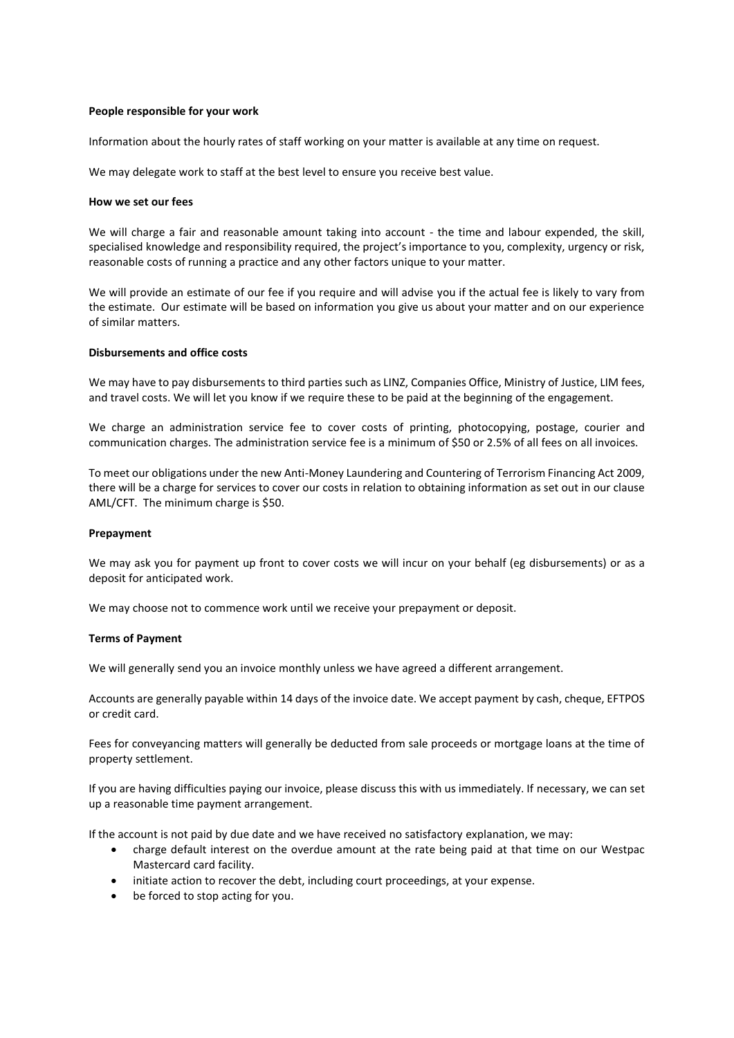**People responsible for your work**

Information about the hourly rates of staff working on your matter is available at any time on request.

We may delegate work to staff at the best level to ensure you receive best value.

**How we set our fees**

We will charge a fair and reasonable amount taking into account - the time and labour expended, the skill, specialised knowledge and responsibility required, the project's importance to you, complexity, urgency or risk, reasonable costs of running a practice and any other factors unique to your matter.

We will provide an estimate of our fee if you require and will advise you if the actual fee is likely to vary from the estimate. Our estimate will be based on information you give us about your matter and on our experience of similar matters.

**Disbursements and office costs**

We may have to pay disbursements to third parties such as LINZ, Companies Office, Ministry of Justice, LIM fees, and travel costs. We will let you know if we require these to be paid at the beginning of the engagement.

We charge an administration service fee to cover costs of printing, photocopying, postage, courier and communication charges. The administration service fee is a minimum of $50 or 2.5% of all fees on all invoices.

To meet our obligations under the new Anti-Money Laundering and Countering of Terrorism Financing Act 2009, there will be a charge for services to cover our costs in relation to obtaining information as set out in our clause AML/CFT. The minimum charge is $50.

**Prepayment**

We may ask you for payment up front to cover costs we will incur on your behalf (eg disbursements) or as a deposit for anticipated work.

We may choose not to commence work until we receive your prepayment or deposit.

**Terms of Payment**

We will generally send you an invoice monthly unless we have agreed a different arrangement.

Accounts are generally payable within 14 days of the invoice date. We accept payment by cash, cheque, EFTPOS or credit card.

Fees for conveyancing matters will generally be deducted from sale proceeds or mortgage loans at the time of property settlement.

If you are having difficulties paying our invoice, please discuss this with us immediately. If necessary, we can set up a reasonable time payment arrangement.

If the account is not paid by due date and we have received no satisfactory explanation, we may:

- charge default interest on the overdue amount at the rate being paid at that time on our Westpac Mastercard card facility.
- initiate action to recover the debt, including court proceedings, at your expense.
- be forced to stop acting for you.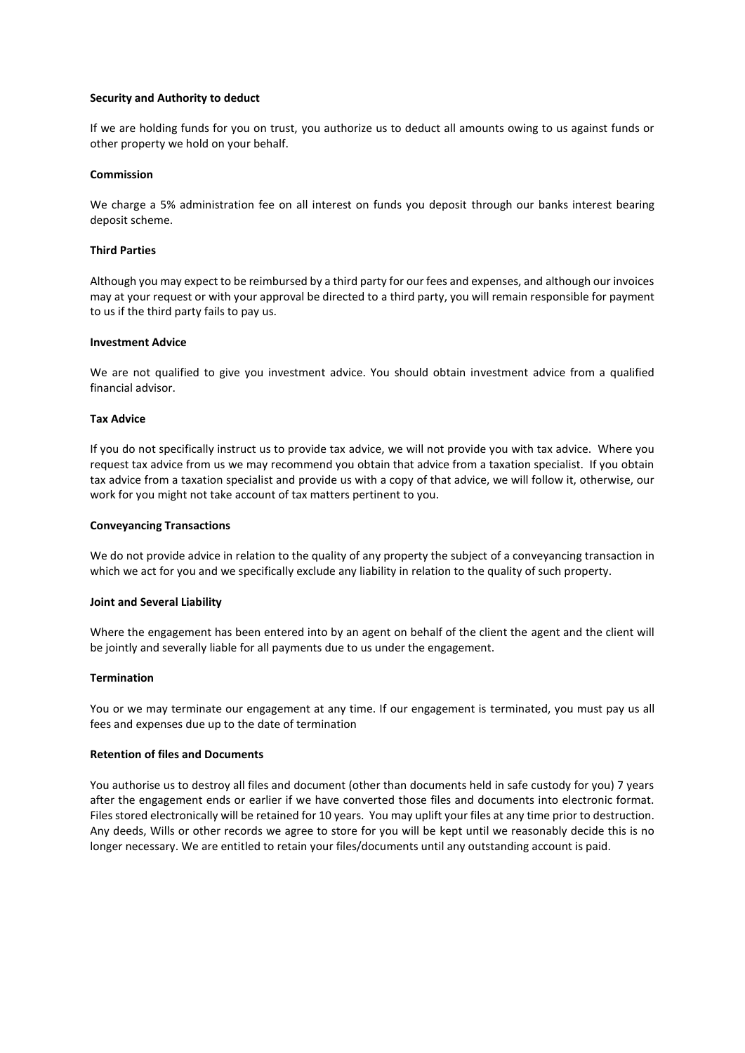**Security and Authority to deduct**

If we are holding funds for you on trust, you authorize us to deduct all amounts owing to us against funds or other property we hold on your behalf.

**Commission**

We charge a 5% administration fee on all interest on funds you deposit through our banks interest bearing deposit scheme.

**Third Parties**

Although you may expect to be reimbursed by a third party for our fees and expenses, and although our invoices may at your request or with your approval be directed to a third party, you will remain responsible for payment to us if the third party fails to pay us.

**Investment Advice**

We are not qualified to give you investment advice. You should obtain investment advice from a qualified financial advisor.

**Tax Advice**

If you do not specifically instruct us to provide tax advice, we will not provide you with tax advice. Where you request tax advice from us we may recommend you obtain that advice from a taxation specialist. If you obtain tax advice from a taxation specialist and provide us with a copy of that advice, we will follow it, otherwise, our work for you might not take account of tax matters pertinent to you.

**Conveyancing Transactions**

We do not provide advice in relation to the quality of any property the subject of a conveyancing transaction in which we act for you and we specifically exclude any liability in relation to the quality of such property.

**Joint and Several Liability**

Where the engagement has been entered into by an agent on behalf of the client the agent and the client will be jointly and severally liable for all payments due to us under the engagement.

**Termination**

You or we may terminate our engagement at any time. If our engagement is terminated, you must pay us all fees and expenses due up to the date of termination

**Retention of files and Documents**

You authorise us to destroy all files and document (other than documents held in safe custody for you) 7 years after the engagement ends or earlier if we have converted those files and documents into electronic format. Files stored electronically will be retained for 10 years. You may uplift your files at any time prior to destruction. Any deeds, Wills or other records we agree to store for you will be kept until we reasonably decide this is no longer necessary. We are entitled to retain your files/documents until any outstanding account is paid.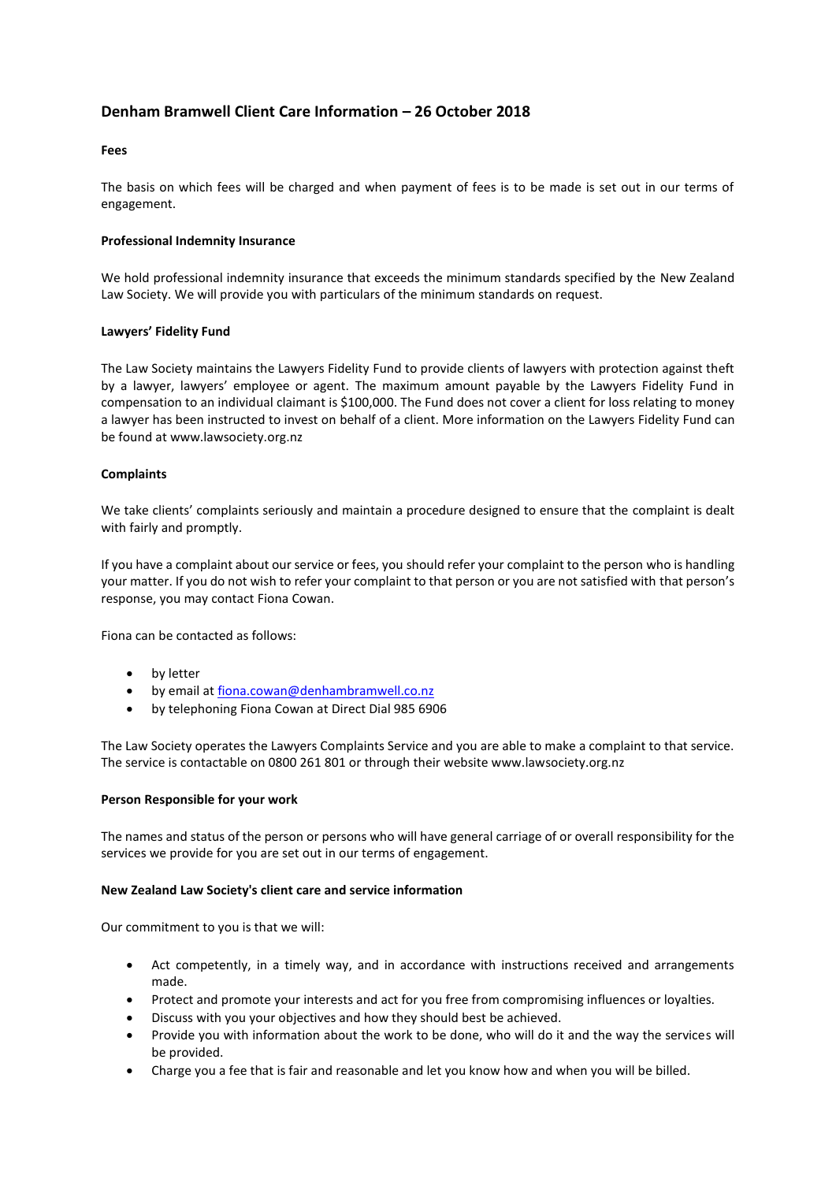## Denham Bramwell Client Care Information – 26 October 2018

**Fees**

The basis on which fees will be charged and when payment of fees is to be made is set out in our terms of engagement.

**Professional Indemnity Insurance**

We hold professional indemnity insurance that exceeds the minimum standards specified by the New Zealand Law Society. We will provide you with particulars of the minimum standards on request.

**Lawyers' Fidelity Fund**

The Law Society maintains the Lawyers Fidelity Fund to provide clients of lawyers with protection against theft by a lawyer, lawyers' employee or agent. The maximum amount payable by the Lawyers Fidelity Fund in compensation to an individual claimant is $100,000. The Fund does not cover a client for loss relating to money a lawyer has been instructed to invest on behalf of a client. More information on the Lawyers Fidelity Fund can be found at www.lawsociety.org.nz

**Complaints**

We take clients' complaints seriously and maintain a procedure designed to ensure that the complaint is dealt with fairly and promptly.

If you have a complaint about our service or fees, you should refer your complaint to the person who is handling your matter. If you do not wish to refer your complaint to that person or you are not satisfied with that person's response, you may contact Fiona Cowan.

Fiona can be contacted as follows:

- by letter
- by email at fiona.cowan@denhambramwell.co.nz
- by telephoning Fiona Cowan at Direct Dial 985 6906

The Law Society operates the Lawyers Complaints Service and you are able to make a complaint to that service. The service is contactable on 0800 261 801 or through their website www.lawsociety.org.nz

**Person Responsible for your work**

The names and status of the person or persons who will have general carriage of or overall responsibility for the services we provide for you are set out in our terms of engagement.

**New Zealand Law Society's client care and service information**

Our commitment to you is that we will:

- Act competently, in a timely way, and in accordance with instructions received and arrangements made.
- Protect and promote your interests and act for you free from compromising influences or loyalties.
- Discuss with you your objectives and how they should best be achieved.
- Provide you with information about the work to be done, who will do it and the way the services will be provided.
- Charge you a fee that is fair and reasonable and let you know how and when you will be billed.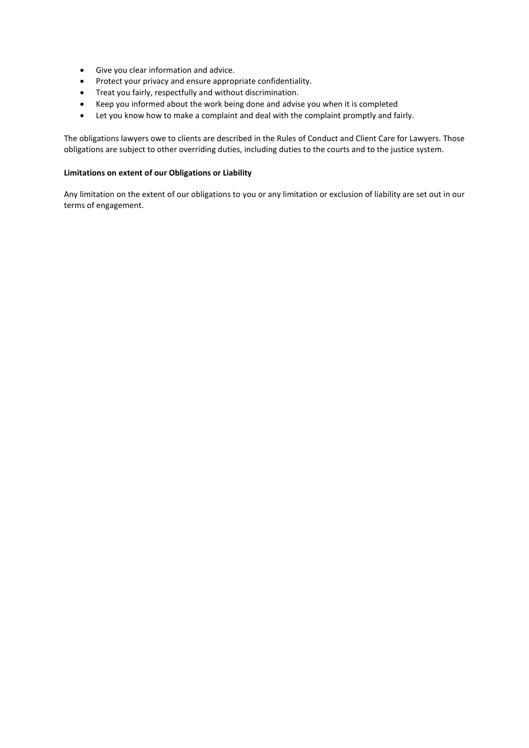- Give you clear information and advice.
- Protect your privacy and ensure appropriate confidentiality.
- Treat you fairly, respectfully and without discrimination.
- Keep you informed about the work being done and advise you when it is completed
- Let you know how to make a complaint and deal with the complaint promptly and fairly.

The obligations lawyers owe to clients are described in the Rules of Conduct and Client Care for Lawyers. Those obligations are subject to other overriding duties, including duties to the courts and to the justice system.

**Limitations on extent of our Obligations or Liability**

Any limitation on the extent of our obligations to you or any limitation or exclusion of liability are set out in our terms of engagement.